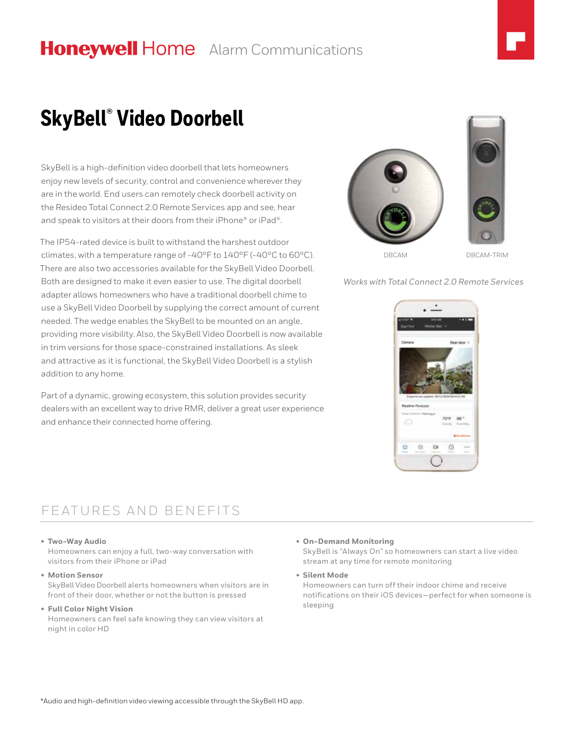Honeywell Home Alarm Communications

# SkyBell® Video Doorbell

SkyBell is a high-definition video doorbell that lets homeowners enjoy new levels of security, control and convenience wherever they are in the world. End users can remotely check doorbell activity on the Resideo Total Connect 2.0 Remote Services app and see, hear and speak to visitors at their doors from their iPhone® or iPad®.

The IP54-rated device is built to withstand the harshest outdoor climates, with a temperature range of -40°F to 140°F (-40°C to 60°C). There are also two accessories available for the SkyBell Video Doorbell. Both are designed to make it even easier to use. The digital doorbell adapter allows homeowners who have a traditional doorbell chime to use a SkyBell Video Doorbell by supplying the correct amount of current needed. The wedge enables the SkyBell to be mounted on an angle, providing more visibility. Also, the SkyBell Video Doorbell is now available in trim versions for those space-constrained installations. As sleek and attractive as it is functional, the SkyBell Video Doorbell is a stylish addition to any home.

Part of a dynamic, growing ecosystem, this solution provides security dealers with an excellent way to drive RMR, deliver a great user experience and enhance their connected home offering.

DBCAM DBCAM-TRIM

*Works with Total Connect 2.0 Remote Services*

## FEATURES AND BENEFITS

- **Two-Way Audio**
  Homeowners can enjoy a full, two-way conversation with visitors from their iPhone or iPad
- **Motion Sensor**
  SkyBell Video Doorbell alerts homeowners when visitors are in front of their door, whether or not the button is pressed
- **Full Color Night Vision**
  Homeowners can feel safe knowing they can view visitors at night in color HD
- **On-Demand Monitoring**
  SkyBell is "Always On" so homeowners can start a live video stream at any time for remote monitoring
- **Silent Mode**
  Homeowners can turn off their indoor chime and receive notifications on their iOS devices—perfect for when someone is sleeping

*Audio and high-definition video viewing accessible through the SkyBell HD app.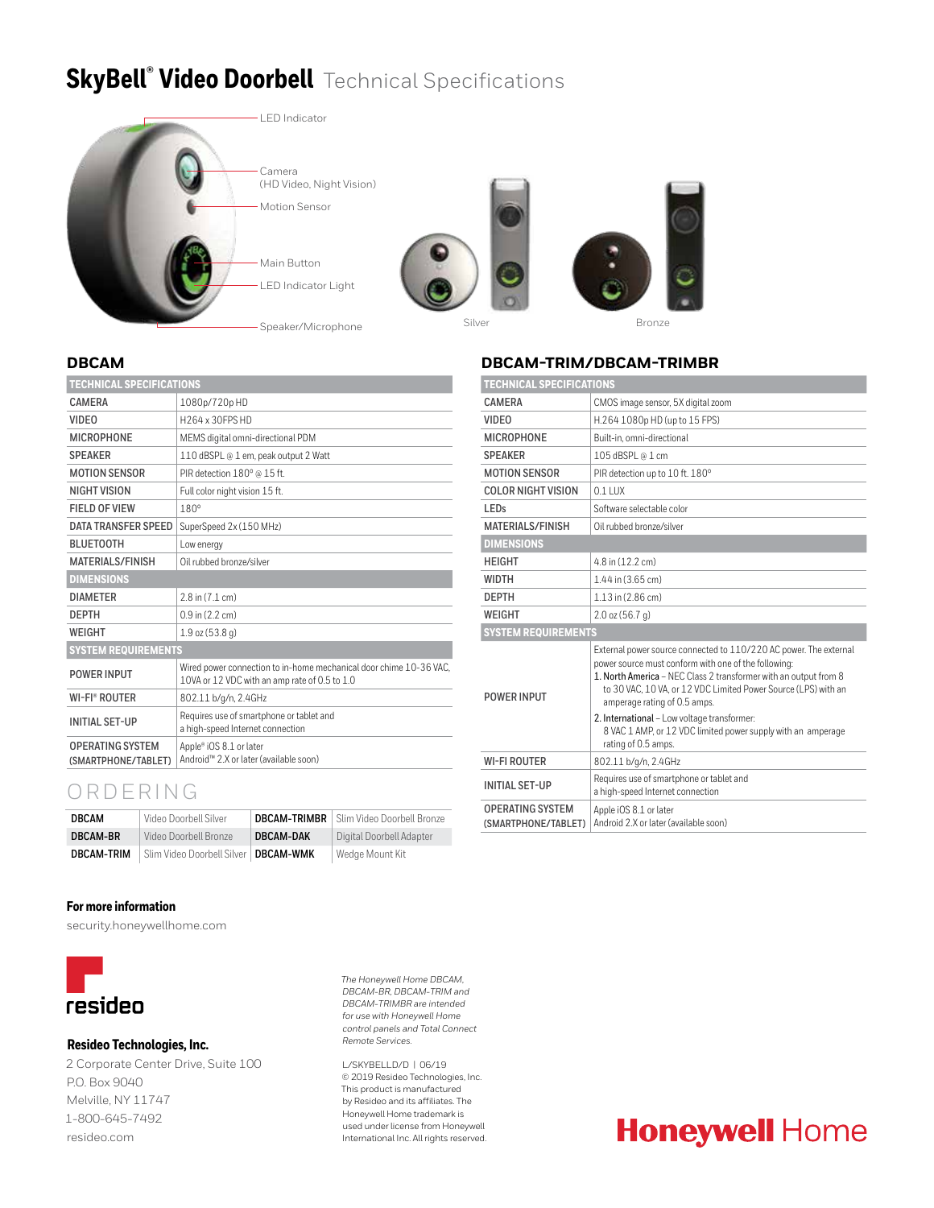# SkyBell® Video Doorbell Technical Specifications

LED Indicator

Camera
(HD Video, Night Vision)

Motion Sensor

Main Button

LED Indicator Light

Speaker/Microphone

Silver

Bronze

## DBCAM

| TECHNICAL SPECIFICATIONS | |
|---|---|
| CAMERA | 1080p/720p HD |
| VIDEO | H264 x 30FPS HD |
| MICROPHONE | MEMS digital omni-directional PDM |
| SPEAKER | 110 dBSPL @ 1 em, peak output 2 Watt |
| MOTION SENSOR | PIR detection 180° @ 15 ft. |
| NIGHT VISION | Full color night vision 15 ft. |
| FIELD OF VIEW | 180° |
| DATA TRANSFER SPEED | SuperSpeed 2x (150 MHz) |
| BLUETOOTH | Low energy |
| MATERIALS/FINISH | Oil rubbed bronze/silver |
| **DIMENSIONS** | |
| DIAMETER | 2.8 in (7.1 cm) |
| DEPTH | 0.9 in (2.2 cm) |
| WEIGHT | 1.9 oz (53.8 g) |
| **SYSTEM REQUIREMENTS** | |
| POWER INPUT | Wired power connection to in-home mechanical door chime 10-36 VAC, 10VA or 12 VDC with an amp rate of 0.5 to 1.0 |
| WI-FI® ROUTER | 802.11 b/g/n, 2.4GHz |
| INITIAL SET-UP | Requires use of smartphone or tablet and a high-speed Internet connection |
| OPERATING SYSTEM (SMARTPHONE/TABLET) | Apple® iOS 8.1 or later<br>Android™ 2.X or later (available soon) |

## ORDERING

| | | | |
|---|---|---|---|
| **DBCAM** | Video Doorbell Silver | **DBCAM-TRIMBR** | Slim Video Doorbell Bronze |
| **DBCAM-BR** | Video Doorbell Bronze | **DBCAM-DAK** | Digital Doorbell Adapter |
| **DBCAM-TRIM** | Slim Video Doorbell Silver | **DBCAM-WMK** | Wedge Mount Kit |

## DBCAM-TRIM/DBCAM-TRIMBR

| TECHNICAL SPECIFICATIONS | |
|---|---|
| CAMERA | CMOS image sensor, 5X digital zoom |
| VIDEO | H.264 1080p HD (up to 15 FPS) |
| MICROPHONE | Built-in, omni-directional |
| SPEAKER | 105 dBSPL @ 1 cm |
| MOTION SENSOR | PIR detection up to 10 ft. 180° |
| COLOR NIGHT VISION | 0.1 LUX |
| LEDs | Software selectable color |
| MATERIALS/FINISH | Oil rubbed bronze/silver |
| **DIMENSIONS** | |
| HEIGHT | 4.8 in (12.2 cm) |
| WIDTH | 1.44 in (3.65 cm) |
| DEPTH | 1.13 in (2.86 cm) |
| WEIGHT | 2.0 oz (56.7 g) |
| **SYSTEM REQUIREMENTS** | |
| POWER INPUT | External power source connected to 110/220 AC power. The external power source must conform with one of the following:<br>1. North America – NEC Class 2 transformer with an output from 8 to 30 VAC, 10 VA, or 12 VDC Limited Power Source (LPS) with an amperage rating of 0.5 amps.<br>2. International – Low voltage transformer: 8 VAC 1 AMP, or 12 VDC limited power supply with an amperage rating of 0.5 amps. |
| WI-FI ROUTER | 802.11 b/g/n, 2.4GHz |
| INITIAL SET-UP | Requires use of smartphone or tablet and a high-speed Internet connection |
| OPERATING SYSTEM (SMARTPHONE/TABLET) | Apple iOS 8.1 or later<br>Android 2.X or later (available soon) |

**For more information**

security.honeywellhome.com

resideo

**Resideo Technologies, Inc.**

2 Corporate Center Drive, Suite 100
P.O. Box 9040
Melville, NY 11747
1-800-645-7492
resideo.com

*The Honeywell Home DBCAM, DBCAM-BR, DBCAM-TRIM and DBCAM-TRIMBR are intended for use with Honeywell Home control panels and Total Connect Remote Services.*

L/SKYBELLD/D | 06/19
© 2019 Resideo Technologies, Inc.
This product is manufactured by Resideo and its affiliates. The Honeywell Home trademark is used under license from Honeywell International Inc. All rights reserved.

Honeywell Home